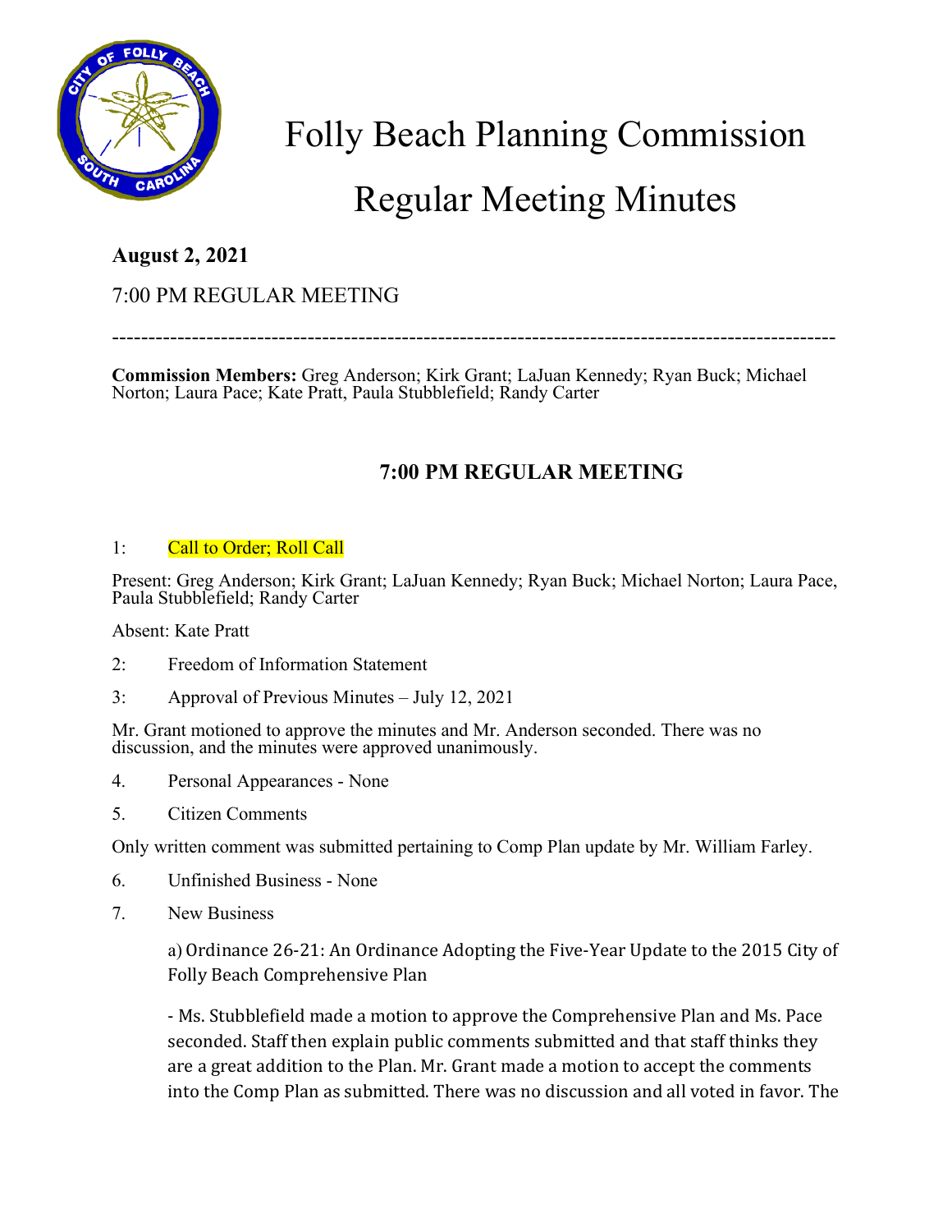# Folly Beach Planning Commission

# Regular Meeting Minutes

**August 2, 2021**

7:00 PM REGULAR MEETING

---

**Commission Members:** Greg Anderson; Kirk Grant; LaJuan Kennedy; Ryan Buck; Michael Norton; Laura Pace; Kate Pratt, Paula Stubblefield; Randy Carter

## 7:00 PM REGULAR MEETING

1: Call to Order; Roll Call

Present: Greg Anderson; Kirk Grant; LaJuan Kennedy; Ryan Buck; Michael Norton; Laura Pace, Paula Stubblefield; Randy Carter

Absent: Kate Pratt

2: Freedom of Information Statement

3: Approval of Previous Minutes – July 12, 2021

Mr. Grant motioned to approve the minutes and Mr. Anderson seconded. There was no discussion, and the minutes were approved unanimously.

4. Personal Appearances - None

5. Citizen Comments

Only written comment was submitted pertaining to Comp Plan update by Mr. William Farley.

6. Unfinished Business - None

7. New Business

a) Ordinance 26-21: An Ordinance Adopting the Five-Year Update to the 2015 City of Folly Beach Comprehensive Plan

- Ms. Stubblefield made a motion to approve the Comprehensive Plan and Ms. Pace seconded. Staff then explain public comments submitted and that staff thinks they are a great addition to the Plan. Mr. Grant made a motion to accept the comments into the Comp Plan as submitted. There was no discussion and all voted in favor. The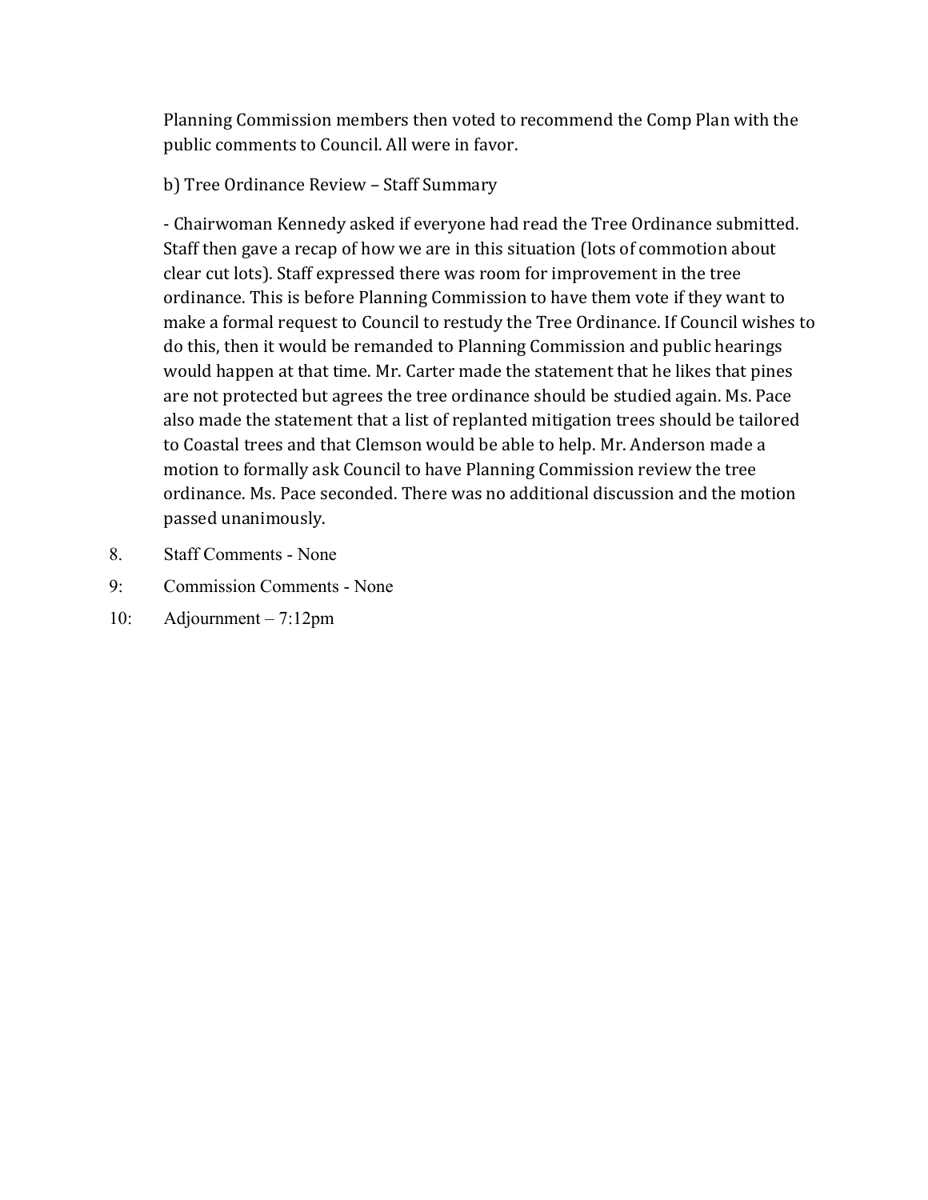Planning Commission members then voted to recommend the Comp Plan with the public comments to Council. All were in favor.

b) Tree Ordinance Review – Staff Summary

- Chairwoman Kennedy asked if everyone had read the Tree Ordinance submitted. Staff then gave a recap of how we are in this situation (lots of commotion about clear cut lots). Staff expressed there was room for improvement in the tree ordinance. This is before Planning Commission to have them vote if they want to make a formal request to Council to restudy the Tree Ordinance. If Council wishes to do this, then it would be remanded to Planning Commission and public hearings would happen at that time. Mr. Carter made the statement that he likes that pines are not protected but agrees the tree ordinance should be studied again. Ms. Pace also made the statement that a list of replanted mitigation trees should be tailored to Coastal trees and that Clemson would be able to help. Mr. Anderson made a motion to formally ask Council to have Planning Commission review the tree ordinance. Ms. Pace seconded. There was no additional discussion and the motion passed unanimously.

8. Staff Comments - None

9: Commission Comments - None

10: Adjournment – 7:12pm